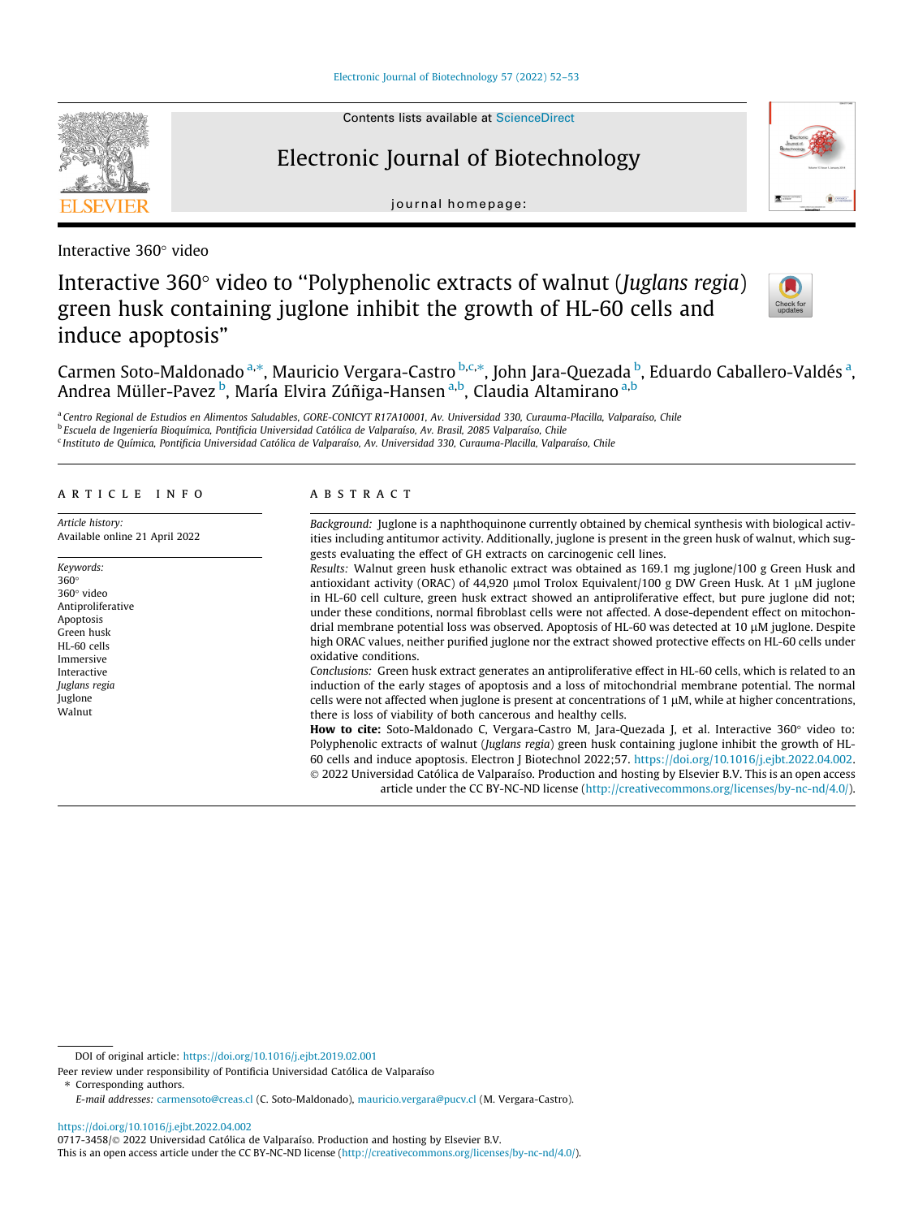Interactive 360° video

# Interactive 360° video to "Polyphenolic extracts of walnut (*Juglans regia*) green husk containing juglone inhibit the growth of HL-60 cells and induce apoptosis"

Carmen Soto-Maldonado [a,*], Mauricio Vergara-Castro [b,c,*], John Jara-Quezada [b], Eduardo Caballero-Valdés [a], Andrea Müller-Pavez [b], María Elvira Zúñiga-Hansen [a,b], Claudia Altamirano [a,b]

[a] Centro Regional de Estudios en Alimentos Saludables, GORE-CONICYT R17A10001, Av. Universidad 330, Curauma-Placilla, Valparaíso, Chile
[b] Escuela de Ingeniería Bioquímica, Pontificia Universidad Católica de Valparaíso, Av. Brasil, 2085 Valparaíso, Chile
[c] Instituto de Química, Pontificia Universidad Católica de Valparaíso, Av. Universidad 330, Curauma-Placilla, Valparaíso, Chile

## ARTICLE INFO

*Article history:*
Available online 21 April 2022

*Keywords:*
360°
360° video
Antiproliferative
Apoptosis
Green husk
HL-60 cells
Immersive
Interactive
*Juglans regia*
Juglone
Walnut

## ABSTRACT

*Background:* Juglone is a naphthoquinone currently obtained by chemical synthesis with biological activities including antitumor activity. Additionally, juglone is present in the green husk of walnut, which suggests evaluating the effect of GH extracts on carcinogenic cell lines.

*Results:* Walnut green husk ethanolic extract was obtained as 169.1 mg juglone/100 g Green Husk and antioxidant activity (ORAC) of 44,920 μmol Trolox Equivalent/100 g DW Green Husk. At 1 μM juglone in HL-60 cell culture, green husk extract showed an antiproliferative effect, but pure juglone did not; under these conditions, normal fibroblast cells were not affected. A dose-dependent effect on mitochondrial membrane potential loss was observed. Apoptosis of HL-60 was detected at 10 μM juglone. Despite high ORAC values, neither purified juglone nor the extract showed protective effects on HL-60 cells under oxidative conditions.

*Conclusions:* Green husk extract generates an antiproliferative effect in HL-60 cells, which is related to an induction of the early stages of apoptosis and a loss of mitochondrial membrane potential. The normal cells were not affected when juglone is present at concentrations of 1 μM, while at higher concentrations, there is loss of viability of both cancerous and healthy cells.

**How to cite:** Soto-Maldonado C, Vergara-Castro M, Jara-Quezada J, et al. Interactive 360° video to: Polyphenolic extracts of walnut (*Juglans regia*) green husk containing juglone inhibit the growth of HL-60 cells and induce apoptosis. Electron J Biotechnol 2022;57. https://doi.org/10.1016/j.ejbt.2022.04.002.

© 2022 Universidad Católica de Valparaíso. Production and hosting by Elsevier B.V. This is an open access article under the CC BY-NC-ND license (http://creativecommons.org/licenses/by-nc-nd/4.0/).

---

DOI of original article: https://doi.org/10.1016/j.ejbt.2019.02.001

Peer review under responsibility of Pontificia Universidad Católica de Valparaíso

\* Corresponding authors.

*E-mail addresses:* carmensoto@creas.cl (C. Soto-Maldonado), mauricio.vergara@pucv.cl (M. Vergara-Castro).

https://doi.org/10.1016/j.ejbt.2022.04.002
0717-3458/© 2022 Universidad Católica de Valparaíso. Production and hosting by Elsevier B.V.
This is an open access article under the CC BY-NC-ND license (http://creativecommons.org/licenses/by-nc-nd/4.0/).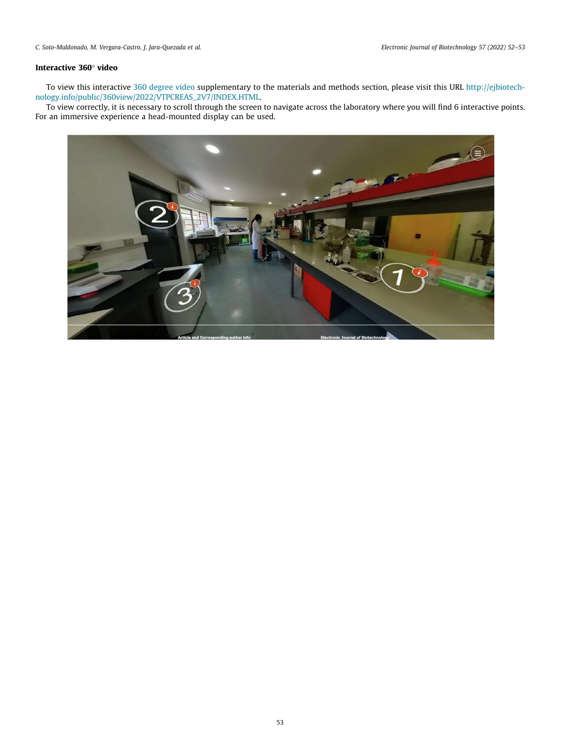### Interactive 360° video

To view this interactive 360 degree video supplementary to the materials and methods section, please visit this URL http://ejbiotechnology.info/public/360view/2022/VTPCREAS_2V7/INDEX.HTML.

To view correctly, it is necessary to scroll through the screen to navigate across the laboratory where you will find 6 interactive points. For an immersive experience a head-mounted display can be used.